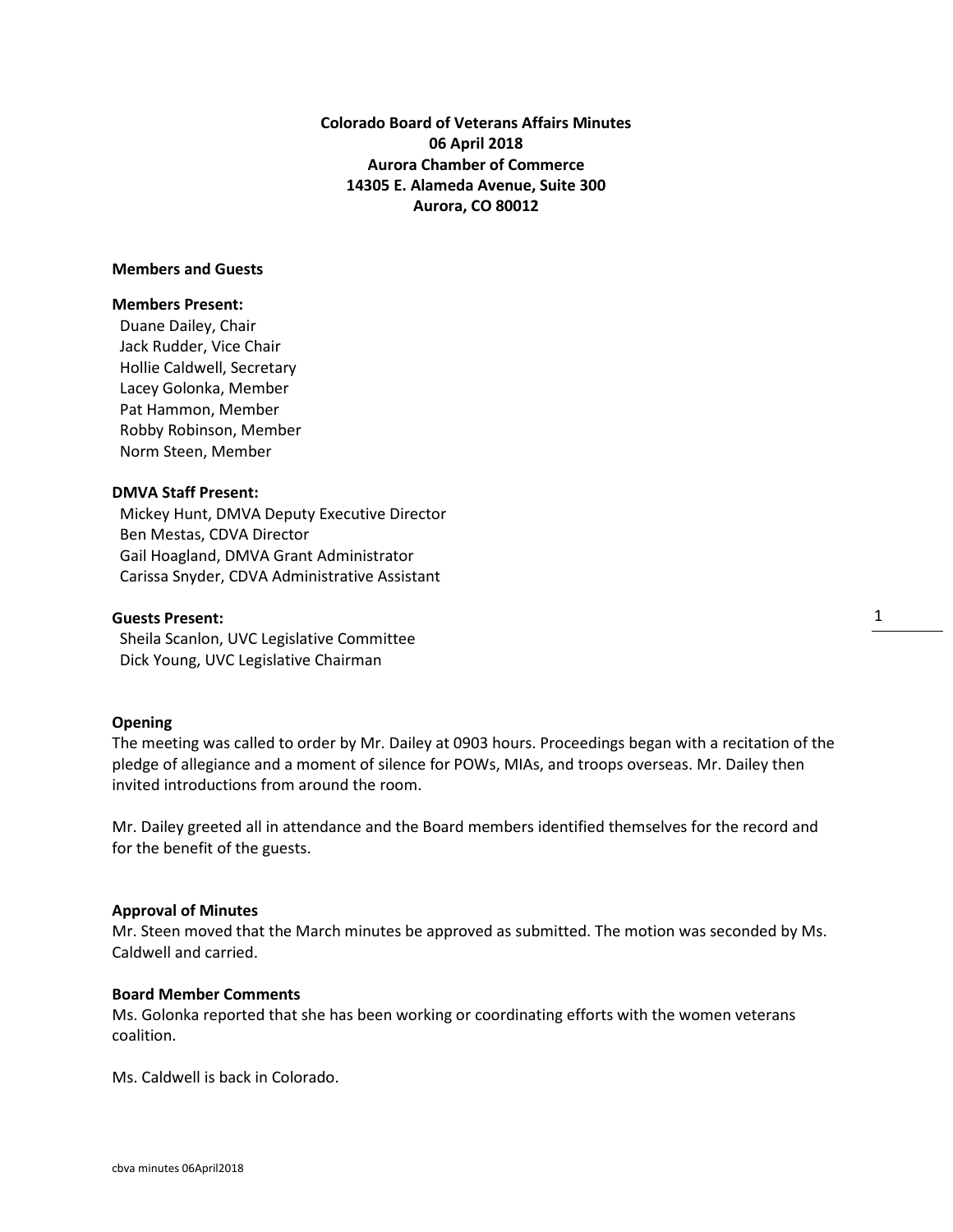**Colorado Board of Veterans Affairs Minutes**
**06 April 2018**
**Aurora Chamber of Commerce**
**14305 E. Alameda Avenue, Suite 300**
**Aurora, CO 80012**

**Members and Guests**

**Members Present:**
Duane Dailey, Chair
Jack Rudder, Vice Chair
Hollie Caldwell, Secretary
Lacey Golonka, Member
Pat Hammon, Member
Robby Robinson, Member
Norm Steen, Member

**DMVA Staff Present:**
Mickey Hunt, DMVA Deputy Executive Director
Ben Mestas, CDVA Director
Gail Hoagland, DMVA Grant Administrator
Carissa Snyder, CDVA Administrative Assistant

**Guests Present:**
Sheila Scanlon, UVC Legislative Committee
Dick Young, UVC Legislative Chairman

**Opening**

The meeting was called to order by Mr. Dailey at 0903 hours. Proceedings began with a recitation of the pledge of allegiance and a moment of silence for POWs, MIAs, and troops overseas. Mr. Dailey then invited introductions from around the room.

Mr. Dailey greeted all in attendance and the Board members identified themselves for the record and for the benefit of the guests.

**Approval of Minutes**

Mr. Steen moved that the March minutes be approved as submitted. The motion was seconded by Ms. Caldwell and carried.

**Board Member Comments**

Ms. Golonka reported that she has been working or coordinating efforts with the women veterans coalition.

Ms. Caldwell is back in Colorado.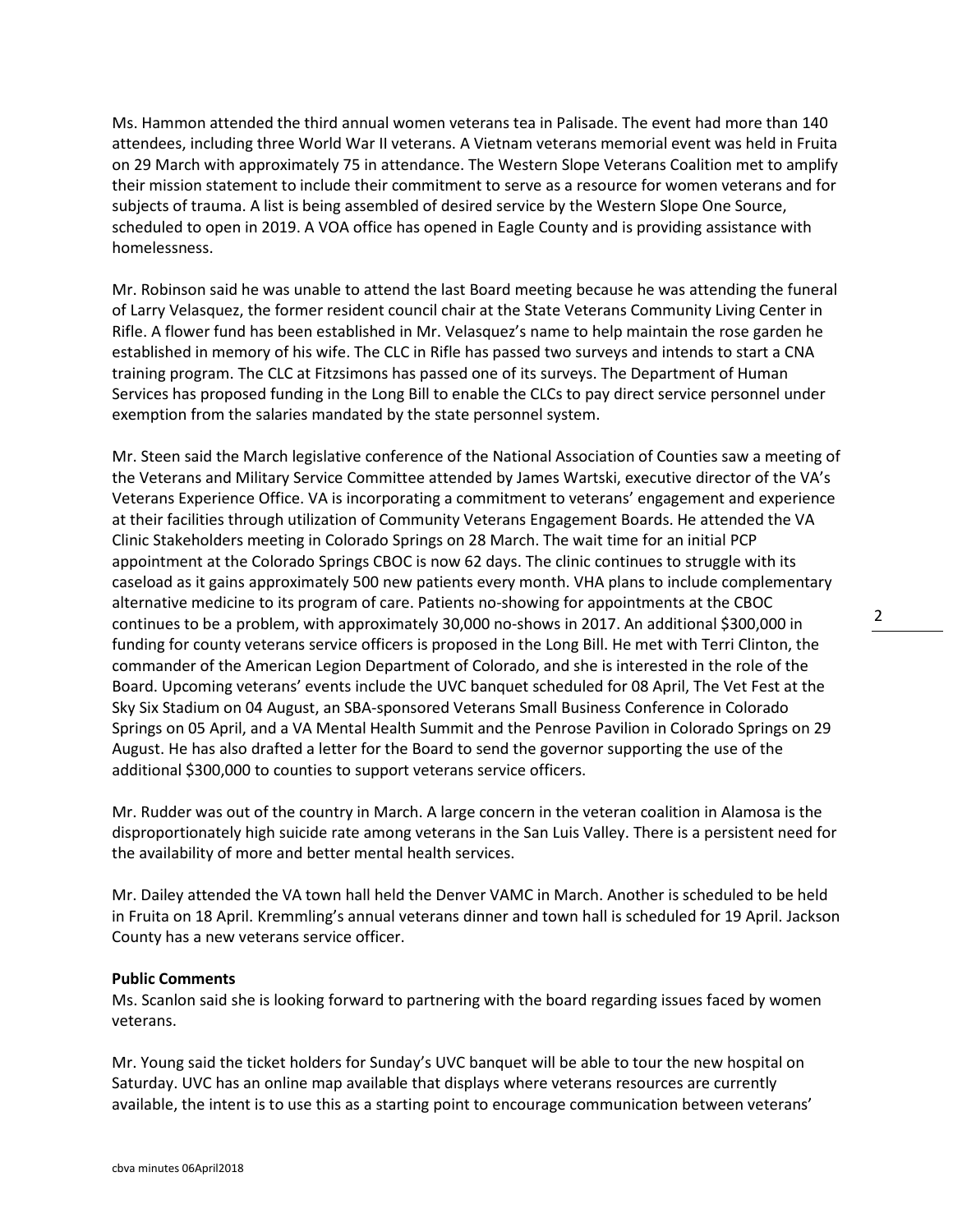Ms. Hammon attended the third annual women veterans tea in Palisade. The event had more than 140 attendees, including three World War II veterans. A Vietnam veterans memorial event was held in Fruita on 29 March with approximately 75 in attendance. The Western Slope Veterans Coalition met to amplify their mission statement to include their commitment to serve as a resource for women veterans and for subjects of trauma. A list is being assembled of desired service by the Western Slope One Source, scheduled to open in 2019. A VOA office has opened in Eagle County and is providing assistance with homelessness.

Mr. Robinson said he was unable to attend the last Board meeting because he was attending the funeral of Larry Velasquez, the former resident council chair at the State Veterans Community Living Center in Rifle. A flower fund has been established in Mr. Velasquez's name to help maintain the rose garden he established in memory of his wife. The CLC in Rifle has passed two surveys and intends to start a CNA training program. The CLC at Fitzsimons has passed one of its surveys. The Department of Human Services has proposed funding in the Long Bill to enable the CLCs to pay direct service personnel under exemption from the salaries mandated by the state personnel system.

Mr. Steen said the March legislative conference of the National Association of Counties saw a meeting of the Veterans and Military Service Committee attended by James Wartski, executive director of the VA's Veterans Experience Office. VA is incorporating a commitment to veterans' engagement and experience at their facilities through utilization of Community Veterans Engagement Boards. He attended the VA Clinic Stakeholders meeting in Colorado Springs on 28 March. The wait time for an initial PCP appointment at the Colorado Springs CBOC is now 62 days. The clinic continues to struggle with its caseload as it gains approximately 500 new patients every month. VHA plans to include complementary alternative medicine to its program of care. Patients no-showing for appointments at the CBOC continues to be a problem, with approximately 30,000 no-shows in 2017. An additional $300,000 in funding for county veterans service officers is proposed in the Long Bill. He met with Terri Clinton, the commander of the American Legion Department of Colorado, and she is interested in the role of the Board. Upcoming veterans' events include the UVC banquet scheduled for 08 April, The Vet Fest at the Sky Six Stadium on 04 August, an SBA-sponsored Veterans Small Business Conference in Colorado Springs on 05 April, and a VA Mental Health Summit and the Penrose Pavilion in Colorado Springs on 29 August. He has also drafted a letter for the Board to send the governor supporting the use of the additional $300,000 to counties to support veterans service officers.

Mr. Rudder was out of the country in March. A large concern in the veteran coalition in Alamosa is the disproportionately high suicide rate among veterans in the San Luis Valley. There is a persistent need for the availability of more and better mental health services.

Mr. Dailey attended the VA town hall held the Denver VAMC in March. Another is scheduled to be held in Fruita on 18 April. Kremmling's annual veterans dinner and town hall is scheduled for 19 April. Jackson County has a new veterans service officer.

**Public Comments**

Ms. Scanlon said she is looking forward to partnering with the board regarding issues faced by women veterans.

Mr. Young said the ticket holders for Sunday's UVC banquet will be able to tour the new hospital on Saturday. UVC has an online map available that displays where veterans resources are currently available, the intent is to use this as a starting point to encourage communication between veterans'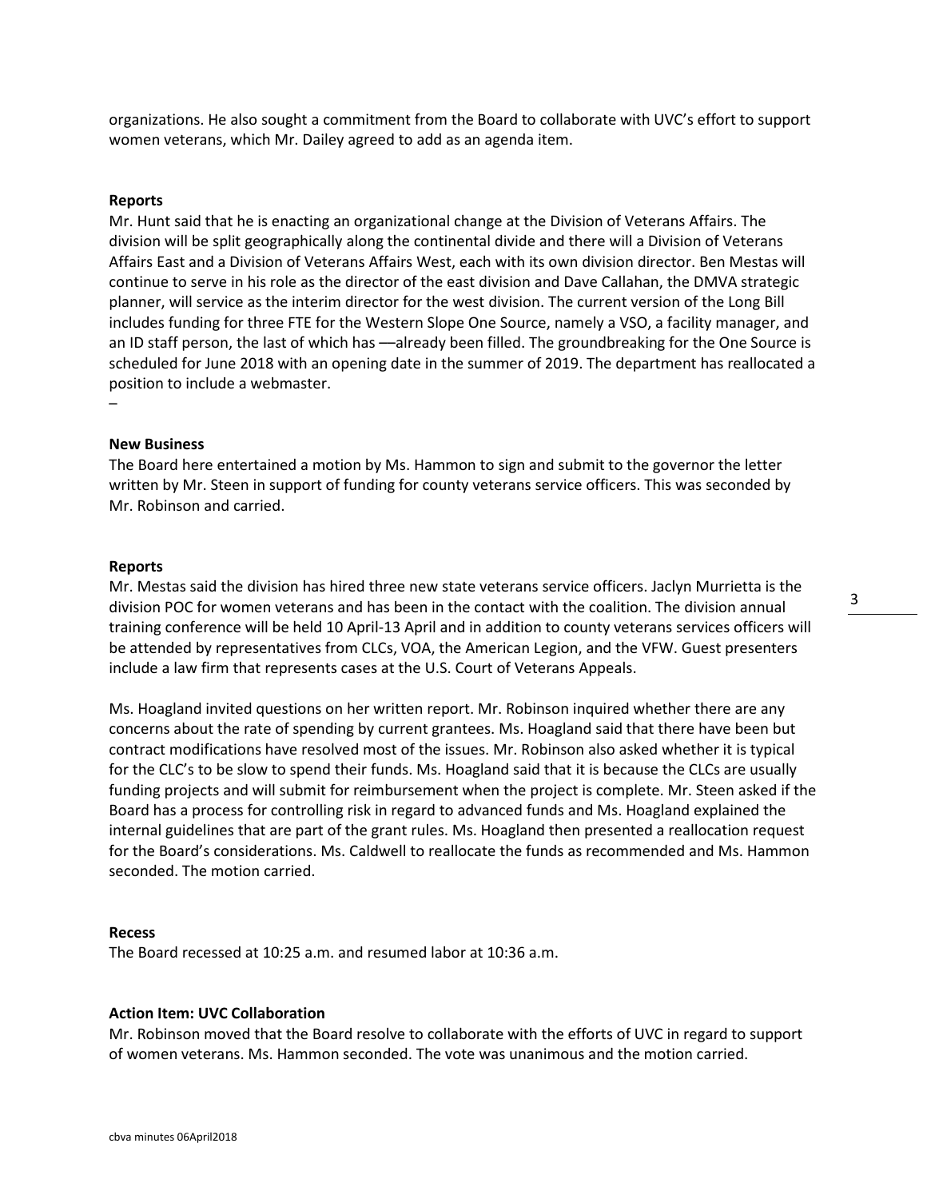organizations. He also sought a commitment from the Board to collaborate with UVC's effort to support women veterans, which Mr. Dailey agreed to add as an agenda item.

**Reports**

Mr. Hunt said that he is enacting an organizational change at the Division of Veterans Affairs. The division will be split geographically along the continental divide and there will a Division of Veterans Affairs East and a Division of Veterans Affairs West, each with its own division director. Ben Mestas will continue to serve in his role as the director of the east division and Dave Callahan, the DMVA strategic planner, will service as the interim director for the west division. The current version of the Long Bill includes funding for three FTE for the Western Slope One Source, namely a VSO, a facility manager, and an ID staff person, the last of which has —already been filled. The groundbreaking for the One Source is scheduled for June 2018 with an opening date in the summer of 2019. The department has reallocated a position to include a webmaster.

–

**New Business**

The Board here entertained a motion by Ms. Hammon to sign and submit to the governor the letter written by Mr. Steen in support of funding for county veterans service officers. This was seconded by Mr. Robinson and carried.

**Reports**

Mr. Mestas said the division has hired three new state veterans service officers. Jaclyn Murrietta is the division POC for women veterans and has been in the contact with the coalition. The division annual training conference will be held 10 April-13 April and in addition to county veterans services officers will be attended by representatives from CLCs, VOA, the American Legion, and the VFW. Guest presenters include a law firm that represents cases at the U.S. Court of Veterans Appeals.

Ms. Hoagland invited questions on her written report. Mr. Robinson inquired whether there are any concerns about the rate of spending by current grantees. Ms. Hoagland said that there have been but contract modifications have resolved most of the issues. Mr. Robinson also asked whether it is typical for the CLC's to be slow to spend their funds. Ms. Hoagland said that it is because the CLCs are usually funding projects and will submit for reimbursement when the project is complete. Mr. Steen asked if the Board has a process for controlling risk in regard to advanced funds and Ms. Hoagland explained the internal guidelines that are part of the grant rules. Ms. Hoagland then presented a reallocation request for the Board's considerations. Ms. Caldwell to reallocate the funds as recommended and Ms. Hammon seconded. The motion carried.

**Recess**

The Board recessed at 10:25 a.m. and resumed labor at 10:36 a.m.

**Action Item: UVC Collaboration**

Mr. Robinson moved that the Board resolve to collaborate with the efforts of UVC in regard to support of women veterans. Ms. Hammon seconded. The vote was unanimous and the motion carried.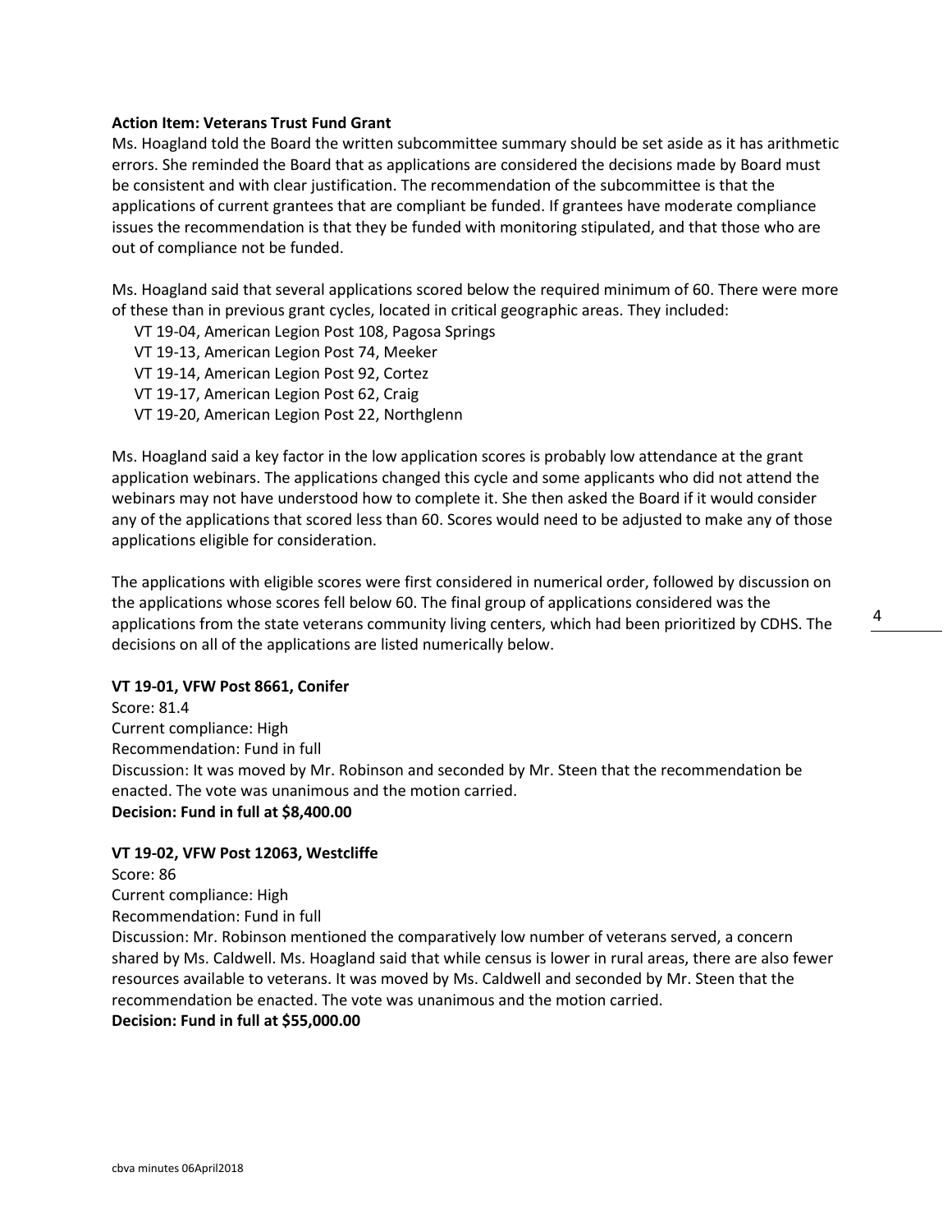**Action Item: Veterans Trust Fund Grant**

Ms. Hoagland told the Board the written subcommittee summary should be set aside as it has arithmetic errors. She reminded the Board that as applications are considered the decisions made by Board must be consistent and with clear justification. The recommendation of the subcommittee is that the applications of current grantees that are compliant be funded. If grantees have moderate compliance issues the recommendation is that they be funded with monitoring stipulated, and that those who are out of compliance not be funded.

Ms. Hoagland said that several applications scored below the required minimum of 60. There were more of these than in previous grant cycles, located in critical geographic areas. They included:

- VT 19-04, American Legion Post 108, Pagosa Springs
- VT 19-13, American Legion Post 74, Meeker
- VT 19-14, American Legion Post 92, Cortez
- VT 19-17, American Legion Post 62, Craig
- VT 19-20, American Legion Post 22, Northglenn

Ms. Hoagland said a key factor in the low application scores is probably low attendance at the grant application webinars. The applications changed this cycle and some applicants who did not attend the webinars may not have understood how to complete it. She then asked the Board if it would consider any of the applications that scored less than 60. Scores would need to be adjusted to make any of those applications eligible for consideration.

The applications with eligible scores were first considered in numerical order, followed by discussion on the applications whose scores fell below 60. The final group of applications considered was the applications from the state veterans community living centers, which had been prioritized by CDHS. The decisions on all of the applications are listed numerically below.

**VT 19-01, VFW Post 8661, Conifer**

Score: 81.4
Current compliance: High
Recommendation: Fund in full
Discussion: It was moved by Mr. Robinson and seconded by Mr. Steen that the recommendation be enacted. The vote was unanimous and the motion carried.
**Decision: Fund in full at $8,400.00**

**VT 19-02, VFW Post 12063, Westcliffe**

Score: 86
Current compliance: High
Recommendation: Fund in full
Discussion: Mr. Robinson mentioned the comparatively low number of veterans served, a concern shared by Ms. Caldwell. Ms. Hoagland said that while census is lower in rural areas, there are also fewer resources available to veterans. It was moved by Ms. Caldwell and seconded by Mr. Steen that the recommendation be enacted. The vote was unanimous and the motion carried.
**Decision: Fund in full at $55,000.00**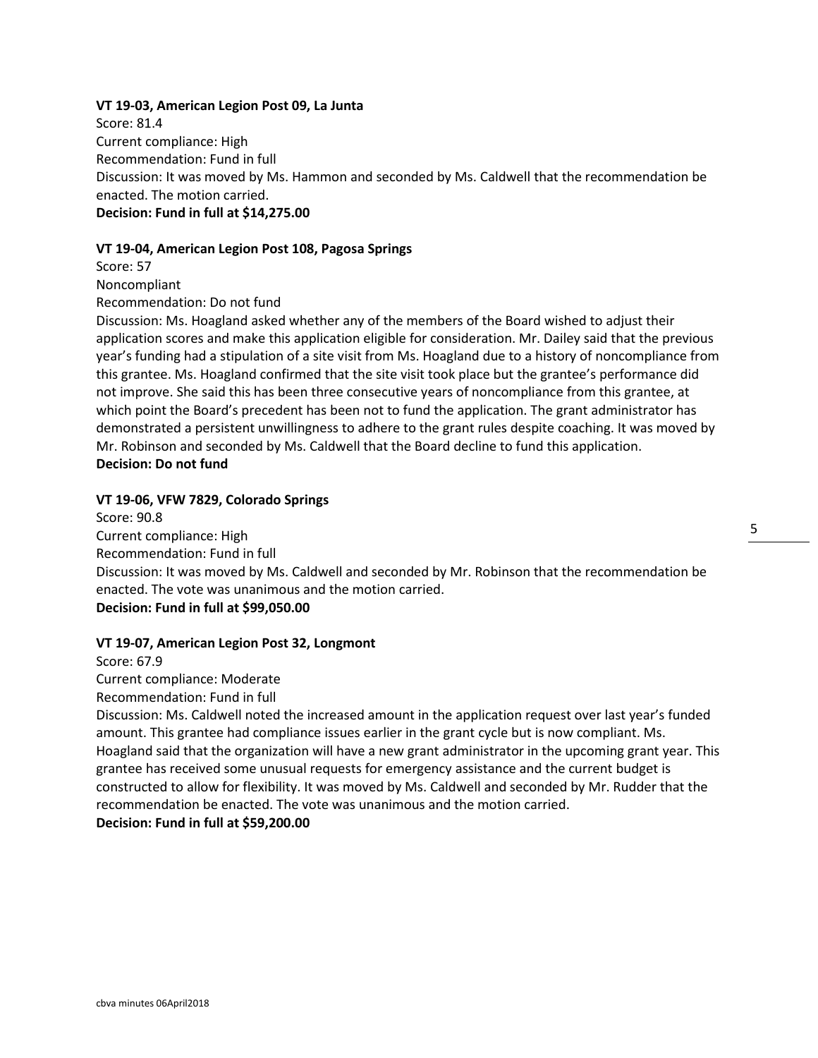**VT 19-03, American Legion Post 09, La Junta**

Score: 81.4
Current compliance: High
Recommendation: Fund in full
Discussion: It was moved by Ms. Hammon and seconded by Ms. Caldwell that the recommendation be enacted. The motion carried.
**Decision: Fund in full at $14,275.00**

**VT 19-04, American Legion Post 108, Pagosa Springs**

Score: 57
Noncompliant
Recommendation: Do not fund
Discussion: Ms. Hoagland asked whether any of the members of the Board wished to adjust their application scores and make this application eligible for consideration. Mr. Dailey said that the previous year's funding had a stipulation of a site visit from Ms. Hoagland due to a history of noncompliance from this grantee. Ms. Hoagland confirmed that the site visit took place but the grantee's performance did not improve. She said this has been three consecutive years of noncompliance from this grantee, at which point the Board's precedent has been not to fund the application. The grant administrator has demonstrated a persistent unwillingness to adhere to the grant rules despite coaching. It was moved by Mr. Robinson and seconded by Ms. Caldwell that the Board decline to fund this application.
**Decision: Do not fund**

**VT 19-06, VFW 7829, Colorado Springs**

Score: 90.8
Current compliance: High
Recommendation: Fund in full
Discussion: It was moved by Ms. Caldwell and seconded by Mr. Robinson that the recommendation be enacted. The vote was unanimous and the motion carried.
**Decision: Fund in full at $99,050.00**

**VT 19-07, American Legion Post 32, Longmont**

Score: 67.9
Current compliance: Moderate
Recommendation: Fund in full
Discussion: Ms. Caldwell noted the increased amount in the application request over last year's funded amount. This grantee had compliance issues earlier in the grant cycle but is now compliant. Ms. Hoagland said that the organization will have a new grant administrator in the upcoming grant year. This grantee has received some unusual requests for emergency assistance and the current budget is constructed to allow for flexibility. It was moved by Ms. Caldwell and seconded by Mr. Rudder that the recommendation be enacted. The vote was unanimous and the motion carried.
**Decision: Fund in full at $59,200.00**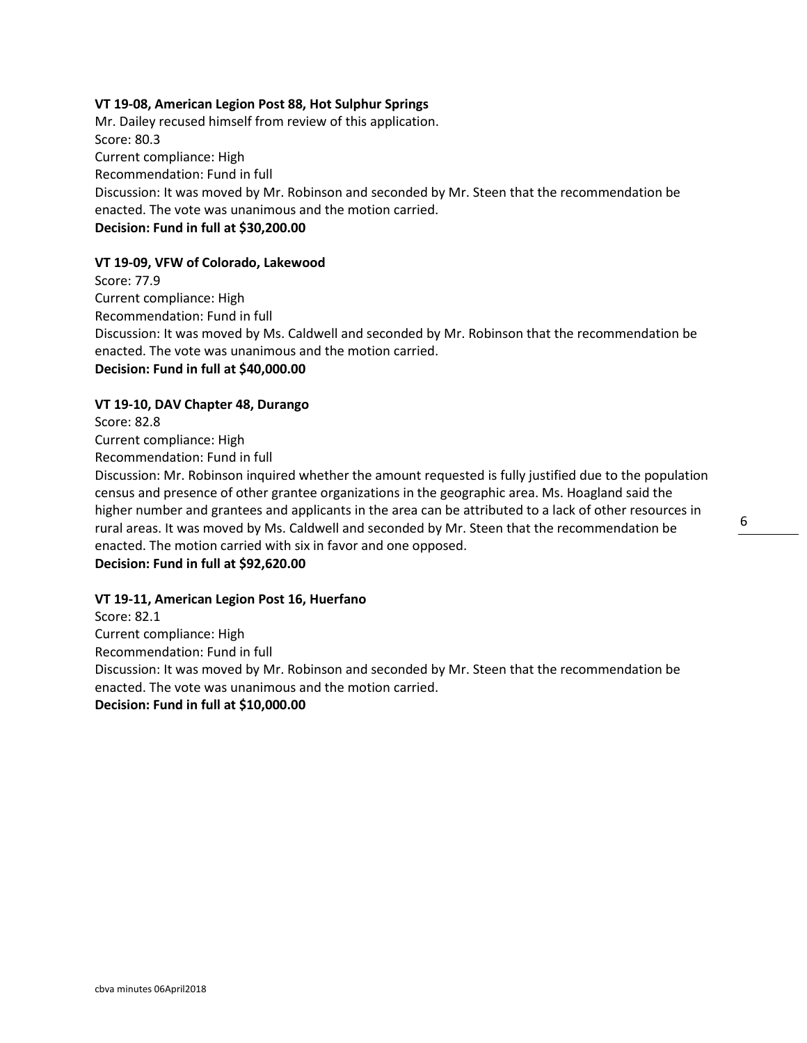**VT 19-08, American Legion Post 88, Hot Sulphur Springs**
Mr. Dailey recused himself from review of this application.
Score: 80.3
Current compliance: High
Recommendation: Fund in full
Discussion: It was moved by Mr. Robinson and seconded by Mr. Steen that the recommendation be enacted. The vote was unanimous and the motion carried.
**Decision: Fund in full at $30,200.00**

**VT 19-09, VFW of Colorado, Lakewood**
Score: 77.9
Current compliance: High
Recommendation: Fund in full
Discussion: It was moved by Ms. Caldwell and seconded by Mr. Robinson that the recommendation be enacted. The vote was unanimous and the motion carried.
**Decision: Fund in full at $40,000.00**

**VT 19-10, DAV Chapter 48, Durango**
Score: 82.8
Current compliance: High
Recommendation: Fund in full
Discussion: Mr. Robinson inquired whether the amount requested is fully justified due to the population census and presence of other grantee organizations in the geographic area. Ms. Hoagland said the higher number and grantees and applicants in the area can be attributed to a lack of other resources in rural areas. It was moved by Ms. Caldwell and seconded by Mr. Steen that the recommendation be enacted. The motion carried with six in favor and one opposed.
**Decision: Fund in full at $92,620.00**

**VT 19-11, American Legion Post 16, Huerfano**
Score: 82.1
Current compliance: High
Recommendation: Fund in full
Discussion: It was moved by Mr. Robinson and seconded by Mr. Steen that the recommendation be enacted. The vote was unanimous and the motion carried.
**Decision: Fund in full at $10,000.00**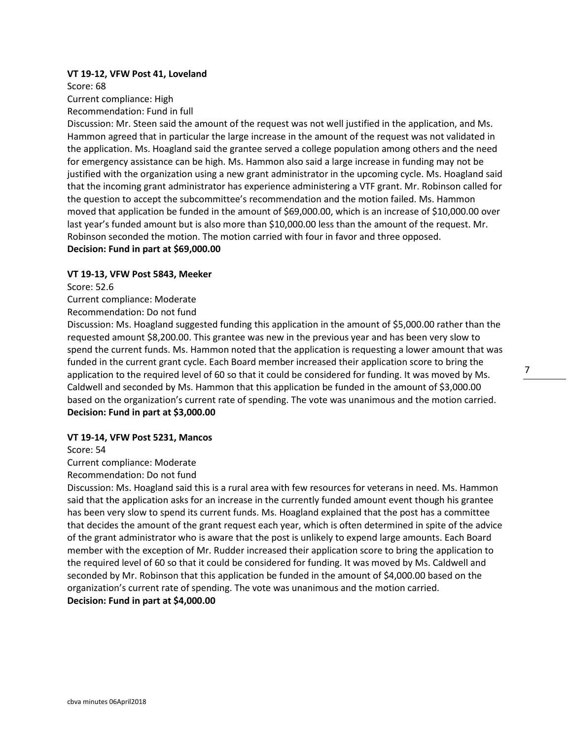**VT 19-12, VFW Post 41, Loveland**

Score: 68

Current compliance: High

Recommendation: Fund in full

Discussion: Mr. Steen said the amount of the request was not well justified in the application, and Ms. Hammon agreed that in particular the large increase in the amount of the request was not validated in the application. Ms. Hoagland said the grantee served a college population among others and the need for emergency assistance can be high. Ms. Hammon also said a large increase in funding may not be justified with the organization using a new grant administrator in the upcoming cycle. Ms. Hoagland said that the incoming grant administrator has experience administering a VTF grant. Mr. Robinson called for the question to accept the subcommittee's recommendation and the motion failed. Ms. Hammon moved that application be funded in the amount of $69,000.00, which is an increase of $10,000.00 over last year's funded amount but is also more than $10,000.00 less than the amount of the request. Mr. Robinson seconded the motion. The motion carried with four in favor and three opposed.

**Decision: Fund in part at $69,000.00**

**VT 19-13, VFW Post 5843, Meeker**

Score: 52.6

Current compliance: Moderate

Recommendation: Do not fund

Discussion: Ms. Hoagland suggested funding this application in the amount of $5,000.00 rather than the requested amount $8,200.00. This grantee was new in the previous year and has been very slow to spend the current funds. Ms. Hammon noted that the application is requesting a lower amount that was funded in the current grant cycle. Each Board member increased their application score to bring the application to the required level of 60 so that it could be considered for funding. It was moved by Ms. Caldwell and seconded by Ms. Hammon that this application be funded in the amount of $3,000.00 based on the organization's current rate of spending. The vote was unanimous and the motion carried.

**Decision: Fund in part at $3,000.00**

**VT 19-14, VFW Post 5231, Mancos**

Score: 54

Current compliance: Moderate

Recommendation: Do not fund

Discussion: Ms. Hoagland said this is a rural area with few resources for veterans in need. Ms. Hammon said that the application asks for an increase in the currently funded amount event though his grantee has been very slow to spend its current funds. Ms. Hoagland explained that the post has a committee that decides the amount of the grant request each year, which is often determined in spite of the advice of the grant administrator who is aware that the post is unlikely to expend large amounts. Each Board member with the exception of Mr. Rudder increased their application score to bring the application to the required level of 60 so that it could be considered for funding. It was moved by Ms. Caldwell and seconded by Mr. Robinson that this application be funded in the amount of $4,000.00 based on the organization's current rate of spending. The vote was unanimous and the motion carried.

**Decision: Fund in part at $4,000.00**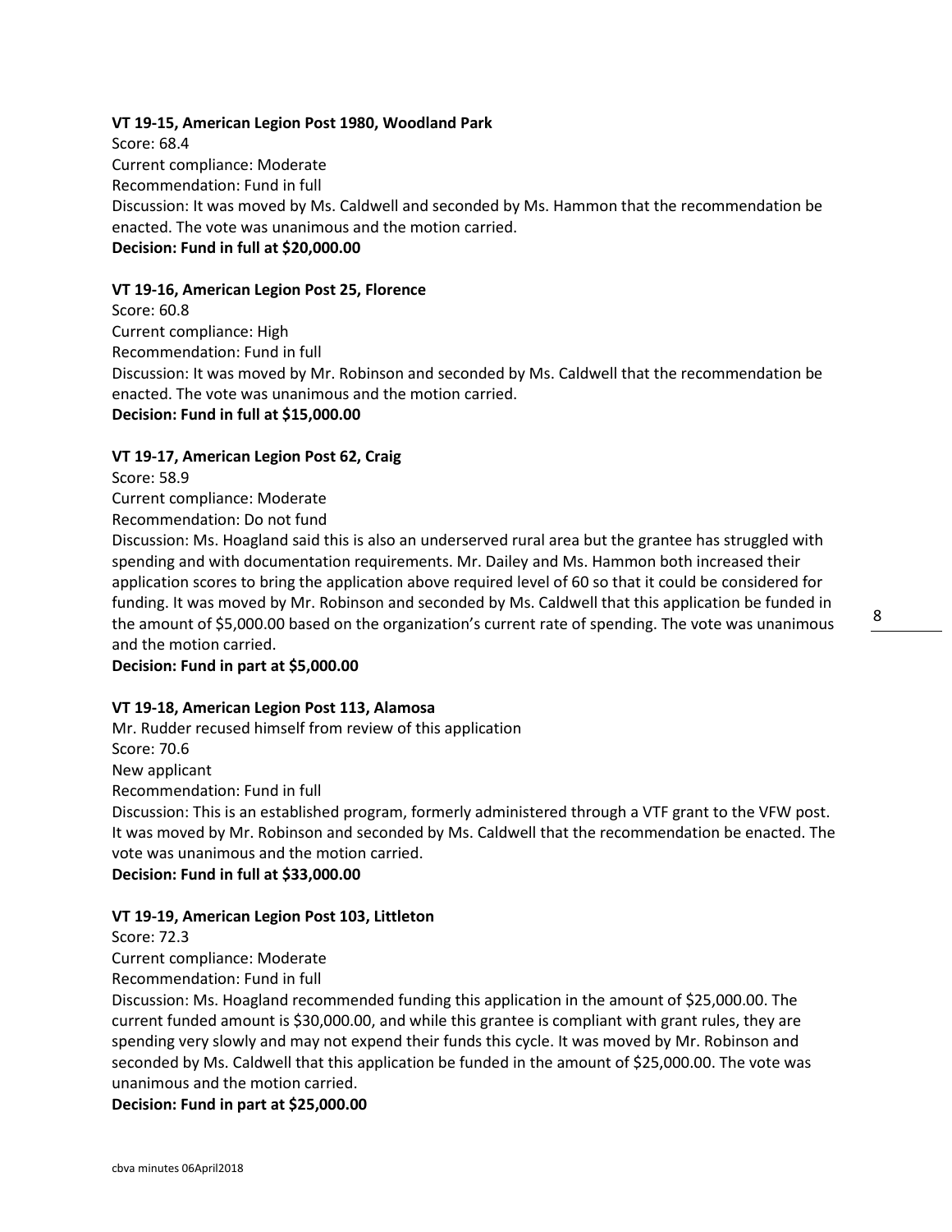**VT 19-15, American Legion Post 1980, Woodland Park**

Score: 68.4

Current compliance: Moderate

Recommendation: Fund in full

Discussion: It was moved by Ms. Caldwell and seconded by Ms. Hammon that the recommendation be enacted. The vote was unanimous and the motion carried.

**Decision: Fund in full at $20,000.00**

**VT 19-16, American Legion Post 25, Florence**

Score: 60.8

Current compliance: High

Recommendation: Fund in full

Discussion: It was moved by Mr. Robinson and seconded by Ms. Caldwell that the recommendation be enacted. The vote was unanimous and the motion carried.

**Decision: Fund in full at $15,000.00**

**VT 19-17, American Legion Post 62, Craig**

Score: 58.9

Current compliance: Moderate

Recommendation: Do not fund

Discussion: Ms. Hoagland said this is also an underserved rural area but the grantee has struggled with spending and with documentation requirements. Mr. Dailey and Ms. Hammon both increased their application scores to bring the application above required level of 60 so that it could be considered for funding. It was moved by Mr. Robinson and seconded by Ms. Caldwell that this application be funded in the amount of $5,000.00 based on the organization's current rate of spending. The vote was unanimous and the motion carried.

**Decision: Fund in part at $5,000.00**

**VT 19-18, American Legion Post 113, Alamosa**

Mr. Rudder recused himself from review of this application

Score: 70.6

New applicant

Recommendation: Fund in full

Discussion: This is an established program, formerly administered through a VTF grant to the VFW post. It was moved by Mr. Robinson and seconded by Ms. Caldwell that the recommendation be enacted. The vote was unanimous and the motion carried.

**Decision: Fund in full at $33,000.00**

**VT 19-19, American Legion Post 103, Littleton**

Score: 72.3

Current compliance: Moderate

Recommendation: Fund in full

Discussion: Ms. Hoagland recommended funding this application in the amount of $25,000.00. The current funded amount is $30,000.00, and while this grantee is compliant with grant rules, they are spending very slowly and may not expend their funds this cycle. It was moved by Mr. Robinson and seconded by Ms. Caldwell that this application be funded in the amount of $25,000.00. The vote was unanimous and the motion carried.

**Decision: Fund in part at $25,000.00**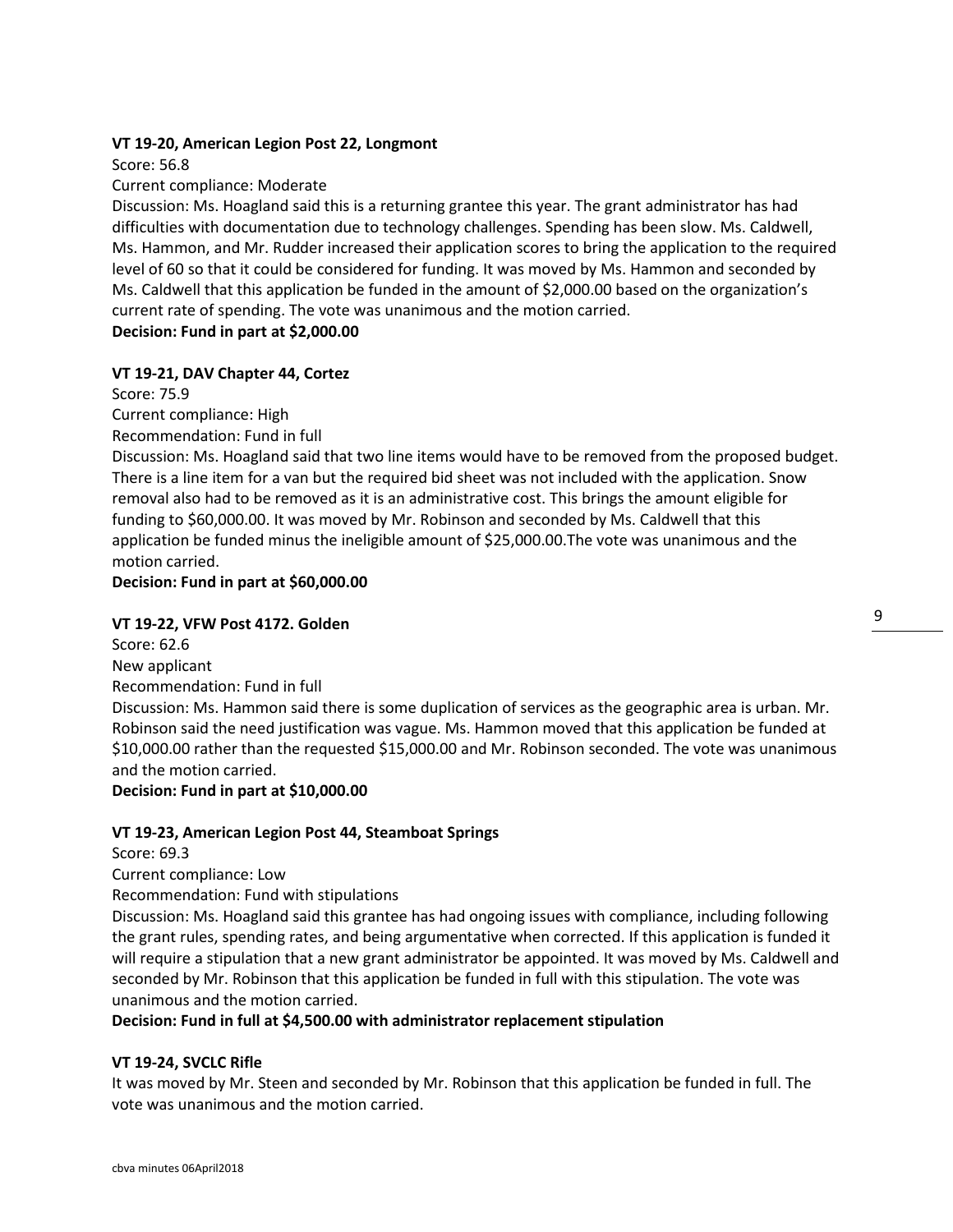**VT 19-20, American Legion Post 22, Longmont**

Score: 56.8

Current compliance: Moderate

Discussion: Ms. Hoagland said this is a returning grantee this year. The grant administrator has had difficulties with documentation due to technology challenges. Spending has been slow. Ms. Caldwell, Ms. Hammon, and Mr. Rudder increased their application scores to bring the application to the required level of 60 so that it could be considered for funding. It was moved by Ms. Hammon and seconded by Ms. Caldwell that this application be funded in the amount of $2,000.00 based on the organization's current rate of spending. The vote was unanimous and the motion carried.

**Decision: Fund in part at $2,000.00**

**VT 19-21, DAV Chapter 44, Cortez**

Score: 75.9

Current compliance: High

Recommendation: Fund in full

Discussion: Ms. Hoagland said that two line items would have to be removed from the proposed budget. There is a line item for a van but the required bid sheet was not included with the application. Snow removal also had to be removed as it is an administrative cost. This brings the amount eligible for funding to $60,000.00. It was moved by Mr. Robinson and seconded by Ms. Caldwell that this application be funded minus the ineligible amount of $25,000.00.The vote was unanimous and the motion carried.

**Decision: Fund in part at $60,000.00**

**VT 19-22, VFW Post 4172. Golden**

Score: 62.6

New applicant

Recommendation: Fund in full

Discussion: Ms. Hammon said there is some duplication of services as the geographic area is urban. Mr. Robinson said the need justification was vague. Ms. Hammon moved that this application be funded at $10,000.00 rather than the requested $15,000.00 and Mr. Robinson seconded. The vote was unanimous and the motion carried.

**Decision: Fund in part at $10,000.00**

**VT 19-23, American Legion Post 44, Steamboat Springs**

Score: 69.3

Current compliance: Low

Recommendation: Fund with stipulations

Discussion: Ms. Hoagland said this grantee has had ongoing issues with compliance, including following the grant rules, spending rates, and being argumentative when corrected. If this application is funded it will require a stipulation that a new grant administrator be appointed. It was moved by Ms. Caldwell and seconded by Mr. Robinson that this application be funded in full with this stipulation. The vote was unanimous and the motion carried.

**Decision: Fund in full at $4,500.00 with administrator replacement stipulation**

**VT 19-24, SVCLC Rifle**

It was moved by Mr. Steen and seconded by Mr. Robinson that this application be funded in full. The vote was unanimous and the motion carried.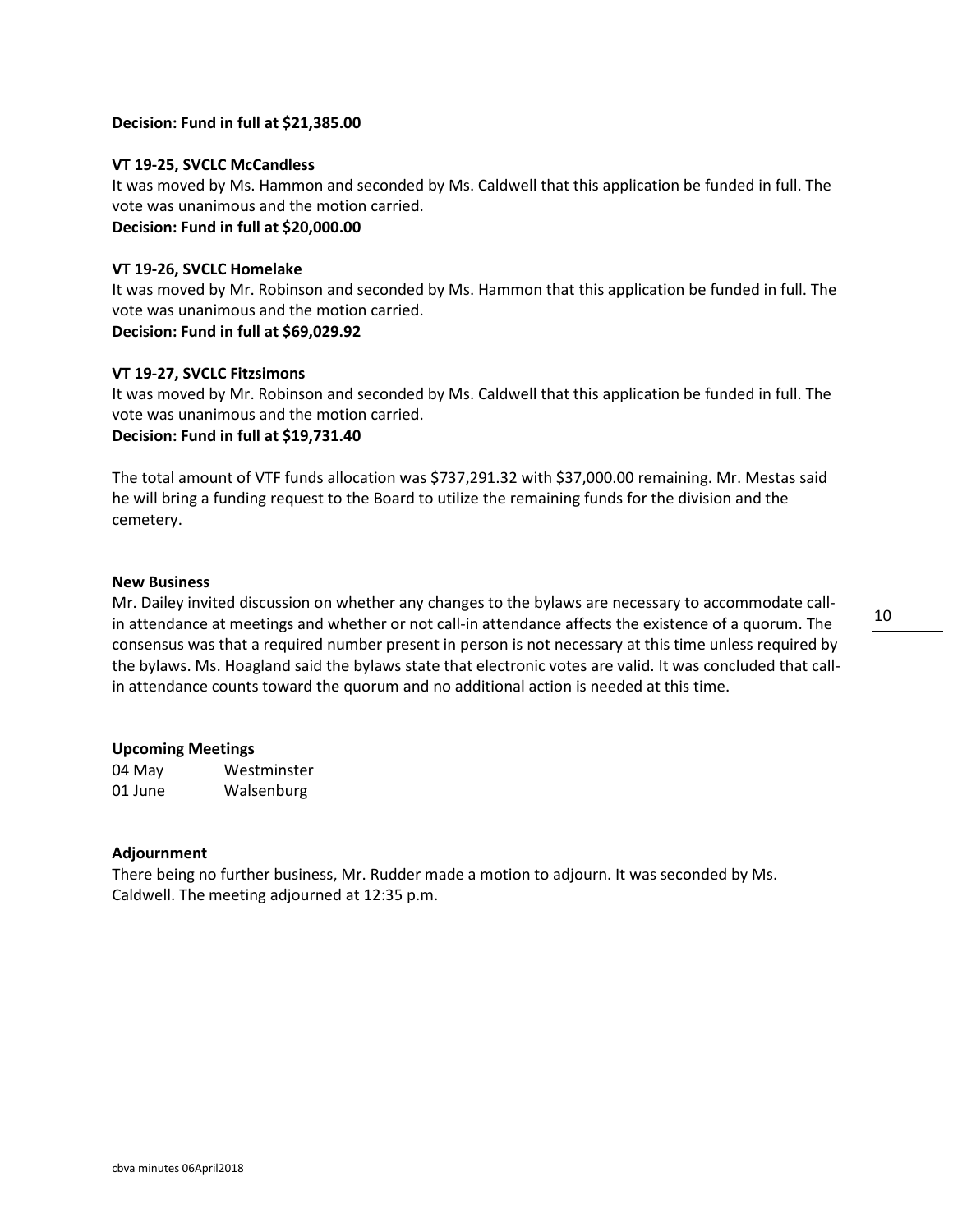**Decision: Fund in full at $21,385.00**

**VT 19-25, SVCLC McCandless**

It was moved by Ms. Hammon and seconded by Ms. Caldwell that this application be funded in full. The vote was unanimous and the motion carried.

**Decision: Fund in full at $20,000.00**

**VT 19-26, SVCLC Homelake**

It was moved by Mr. Robinson and seconded by Ms. Hammon that this application be funded in full. The vote was unanimous and the motion carried.

**Decision: Fund in full at $69,029.92**

**VT 19-27, SVCLC Fitzsimons**

It was moved by Mr. Robinson and seconded by Ms. Caldwell that this application be funded in full. The vote was unanimous and the motion carried.

**Decision: Fund in full at $19,731.40**

The total amount of VTF funds allocation was $737,291.32 with $37,000.00 remaining. Mr. Mestas said he will bring a funding request to the Board to utilize the remaining funds for the division and the cemetery.

**New Business**

Mr. Dailey invited discussion on whether any changes to the bylaws are necessary to accommodate call-in attendance at meetings and whether or not call-in attendance affects the existence of a quorum. The consensus was that a required number present in person is not necessary at this time unless required by the bylaws. Ms. Hoagland said the bylaws state that electronic votes are valid. It was concluded that call-in attendance counts toward the quorum and no additional action is needed at this time.

**Upcoming Meetings**

| | |
|---|---|
| 04 May | Westminster |
| 01 June | Walsenburg |

**Adjournment**

There being no further business, Mr. Rudder made a motion to adjourn. It was seconded by Ms. Caldwell. The meeting adjourned at 12:35 p.m.